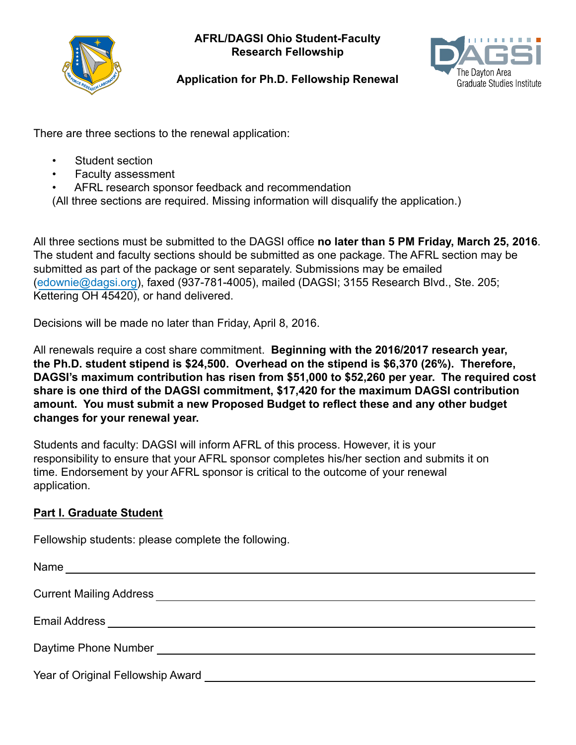# AFRL/DAGSI Ohio Student-Faculty Research Fellowship

## Application for Ph.D. Fellowship Renewal

There are three sections to the renewal application:

- Student section
- Faculty assessment
- AFRL research sponsor feedback and recommendation

(All three sections are required. Missing information will disqualify the application.)

All three sections must be submitted to the DAGSI office **no later than 5 PM Friday, March 25, 2016**. The student and faculty sections should be submitted as one package. The AFRL section may be submitted as part of the package or sent separately. Submissions may be emailed (edownie@dagsi.org), faxed (937-781-4005), mailed (DAGSI; 3155 Research Blvd., Ste. 205; Kettering OH 45420), or hand delivered.

Decisions will be made no later than Friday, April 8, 2016.

All renewals require a cost share commitment. **Beginning with the 2016/2017 research year, the Ph.D. student stipend is $24,500. Overhead on the stipend is $6,370 (26%). Therefore, DAGSI's maximum contribution has risen from $51,000 to $52,260 per year. The required cost share is one third of the DAGSI commitment, $17,420 for the maximum DAGSI contribution amount. You must submit a new Proposed Budget to reflect these and any other budget changes for your renewal year.**

Students and faculty: DAGSI will inform AFRL of this process. However, it is your responsibility to ensure that your AFRL sponsor completes his/her section and submits it on time. Endorsement by your AFRL sponsor is critical to the outcome of your renewal application.

**Part I. Graduate Student**

Fellowship students: please complete the following.

Name ______________________________

Current Mailing Address ______________________________

Email Address ______________________________

Daytime Phone Number ______________________________

Year of Original Fellowship Award ______________________________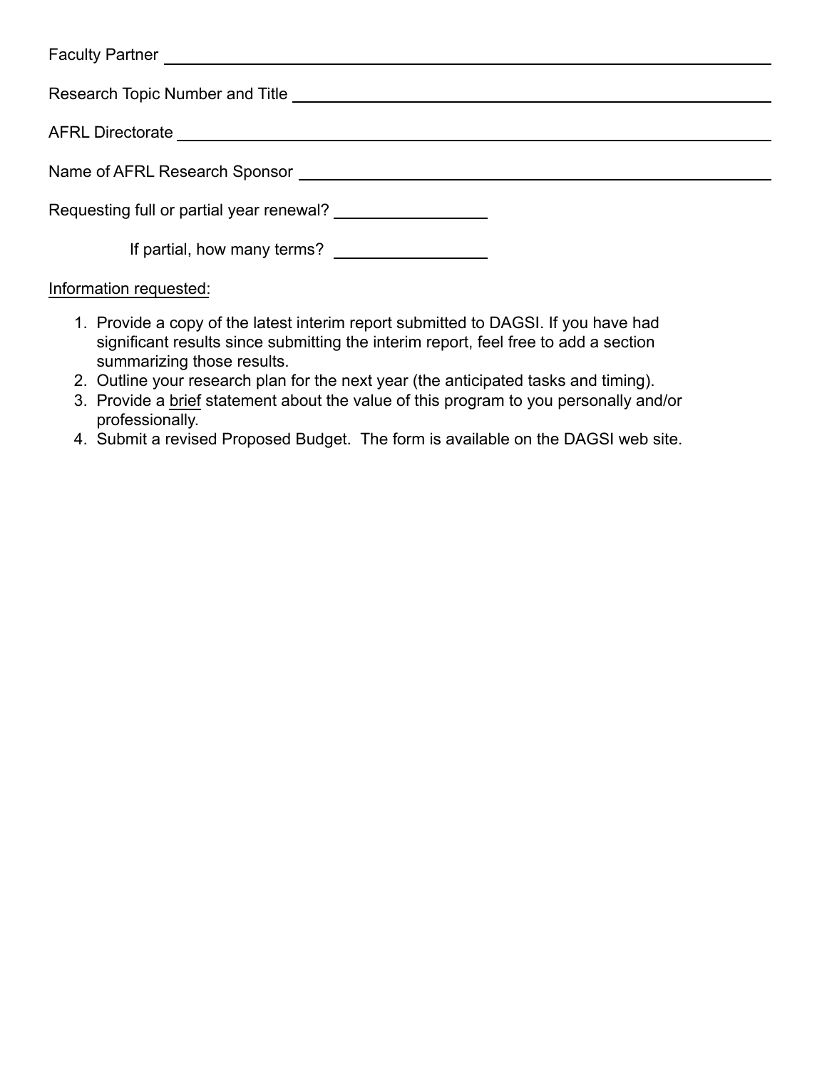Faculty Partner ______________________________________________

Research Topic Number and Title ______________________________________________

AFRL Directorate ______________________________________________

Name of AFRL Research Sponsor ______________________________________________

Requesting full or partial year renewal? ________________

If partial, how many terms? ________________

<u>Information requested:</u>

1. Provide a copy of the latest interim report submitted to DAGSI. If you have had significant results since submitting the interim report, feel free to add a section summarizing those results.
2. Outline your research plan for the next year (the anticipated tasks and timing).
3. Provide a <u>brief</u> statement about the value of this program to you personally and/or professionally.
4. Submit a revised Proposed Budget. The form is available on the DAGSI web site.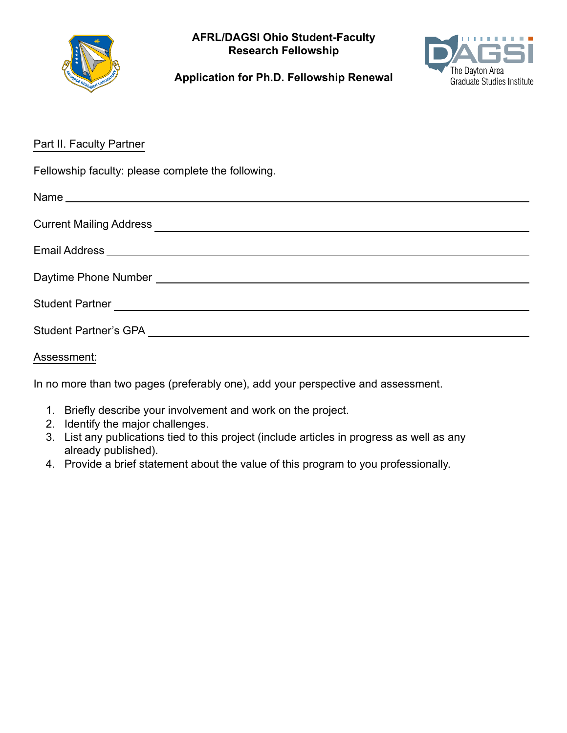**AFRL/DAGSI Ohio Student-Faculty Research Fellowship**

**Application for Ph.D. Fellowship Renewal**

The Dayton Area Graduate Studies Institute

Part II. Faculty Partner

Fellowship faculty: please complete the following.

Name ______________________________________________

Current Mailing Address ______________________________________________

Email Address ______________________________________________

Daytime Phone Number ______________________________________________

Student Partner ______________________________________________

Student Partner's GPA ______________________________________________

Assessment:

In no more than two pages (preferably one), add your perspective and assessment.

1. Briefly describe your involvement and work on the project.
2. Identify the major challenges.
3. List any publications tied to this project (include articles in progress as well as any already published).
4. Provide a brief statement about the value of this program to you professionally.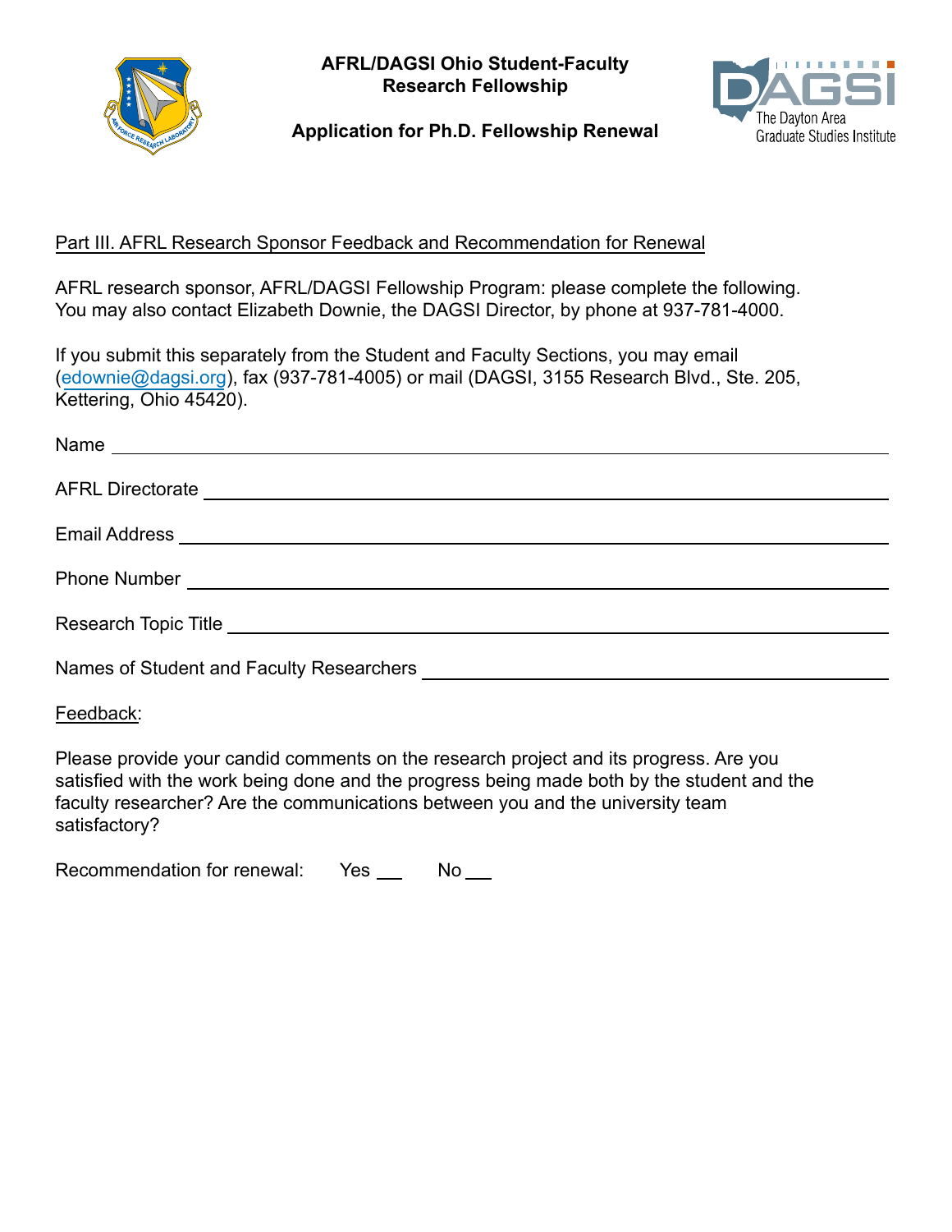**AFRL/DAGSI Ohio Student-Faculty Research Fellowship**

**Application for Ph.D. Fellowship Renewal**

The Dayton Area Graduate Studies Institute

## Part III. AFRL Research Sponsor Feedback and Recommendation for Renewal

AFRL research sponsor, AFRL/DAGSI Fellowship Program: please complete the following. You may also contact Elizabeth Downie, the DAGSI Director, by phone at 937-781-4000.

If you submit this separately from the Student and Faculty Sections, you may email (edownie@dagsi.org), fax (937-781-4005) or mail (DAGSI, 3155 Research Blvd., Ste. 205, Kettering, Ohio 45420).

Name ____________________

AFRL Directorate ____________________

Email Address ____________________

Phone Number ____________________

Research Topic Title ____________________

Names of Student and Faculty Researchers ____________________

Feedback:

Please provide your candid comments on the research project and its progress. Are you satisfied with the work being done and the progress being made both by the student and the faculty researcher? Are the communications between you and the university team satisfactory?

Recommendation for renewal: Yes ___ No ___